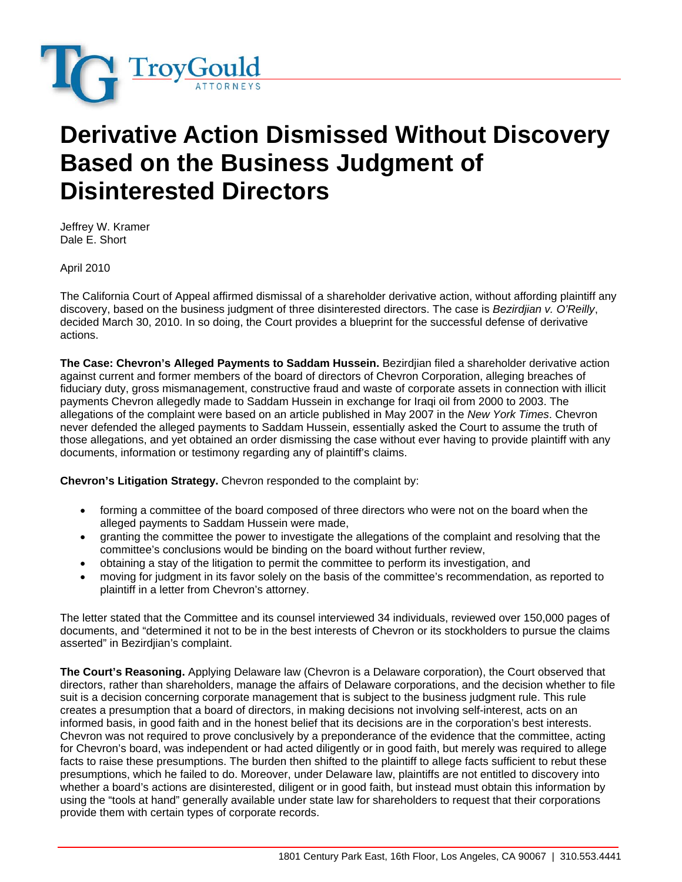TroyGould ATTORNEYS

# Derivative Action Dismissed Without Discovery Based on the Business Judgment of Disinterested Directors

Jeffrey W. Kramer
Dale E. Short

April 2010

The California Court of Appeal affirmed dismissal of a shareholder derivative action, without affording plaintiff any discovery, based on the business judgment of three disinterested directors. The case is *Bezirdjian v. O'Reilly*, decided March 30, 2010. In so doing, the Court provides a blueprint for the successful defense of derivative actions.

**The Case: Chevron's Alleged Payments to Saddam Hussein.** Bezirdjian filed a shareholder derivative action against current and former members of the board of directors of Chevron Corporation, alleging breaches of fiduciary duty, gross mismanagement, constructive fraud and waste of corporate assets in connection with illicit payments Chevron allegedly made to Saddam Hussein in exchange for Iraqi oil from 2000 to 2003. The allegations of the complaint were based on an article published in May 2007 in the *New York Times*. Chevron never defended the alleged payments to Saddam Hussein, essentially asked the Court to assume the truth of those allegations, and yet obtained an order dismissing the case without ever having to provide plaintiff with any documents, information or testimony regarding any of plaintiff's claims.

**Chevron's Litigation Strategy.** Chevron responded to the complaint by:

- forming a committee of the board composed of three directors who were not on the board when the alleged payments to Saddam Hussein were made,
- granting the committee the power to investigate the allegations of the complaint and resolving that the committee's conclusions would be binding on the board without further review,
- obtaining a stay of the litigation to permit the committee to perform its investigation, and
- moving for judgment in its favor solely on the basis of the committee's recommendation, as reported to plaintiff in a letter from Chevron's attorney.

The letter stated that the Committee and its counsel interviewed 34 individuals, reviewed over 150,000 pages of documents, and "determined it not to be in the best interests of Chevron or its stockholders to pursue the claims asserted" in Bezirdjian's complaint.

**The Court's Reasoning.** Applying Delaware law (Chevron is a Delaware corporation), the Court observed that directors, rather than shareholders, manage the affairs of Delaware corporations, and the decision whether to file suit is a decision concerning corporate management that is subject to the business judgment rule. This rule creates a presumption that a board of directors, in making decisions not involving self-interest, acts on an informed basis, in good faith and in the honest belief that its decisions are in the corporation's best interests. Chevron was not required to prove conclusively by a preponderance of the evidence that the committee, acting for Chevron's board, was independent or had acted diligently or in good faith, but merely was required to allege facts to raise these presumptions. The burden then shifted to the plaintiff to allege facts sufficient to rebut these presumptions, which he failed to do. Moreover, under Delaware law, plaintiffs are not entitled to discovery into whether a board's actions are disinterested, diligent or in good faith, but instead must obtain this information by using the "tools at hand" generally available under state law for shareholders to request that their corporations provide them with certain types of corporate records.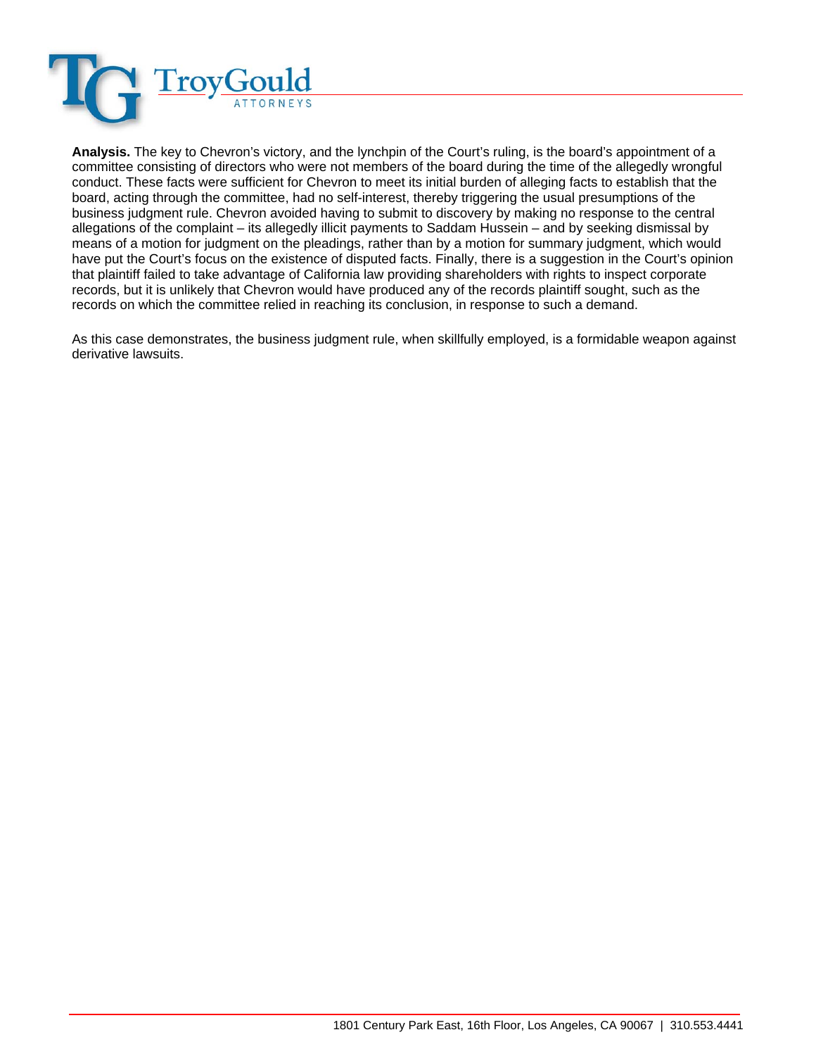**Analysis.** The key to Chevron's victory, and the lynchpin of the Court's ruling, is the board's appointment of a committee consisting of directors who were not members of the board during the time of the allegedly wrongful conduct. These facts were sufficient for Chevron to meet its initial burden of alleging facts to establish that the board, acting through the committee, had no self-interest, thereby triggering the usual presumptions of the business judgment rule. Chevron avoided having to submit to discovery by making no response to the central allegations of the complaint – its allegedly illicit payments to Saddam Hussein – and by seeking dismissal by means of a motion for judgment on the pleadings, rather than by a motion for summary judgment, which would have put the Court's focus on the existence of disputed facts. Finally, there is a suggestion in the Court's opinion that plaintiff failed to take advantage of California law providing shareholders with rights to inspect corporate records, but it is unlikely that Chevron would have produced any of the records plaintiff sought, such as the records on which the committee relied in reaching its conclusion, in response to such a demand.

As this case demonstrates, the business judgment rule, when skillfully employed, is a formidable weapon against derivative lawsuits.